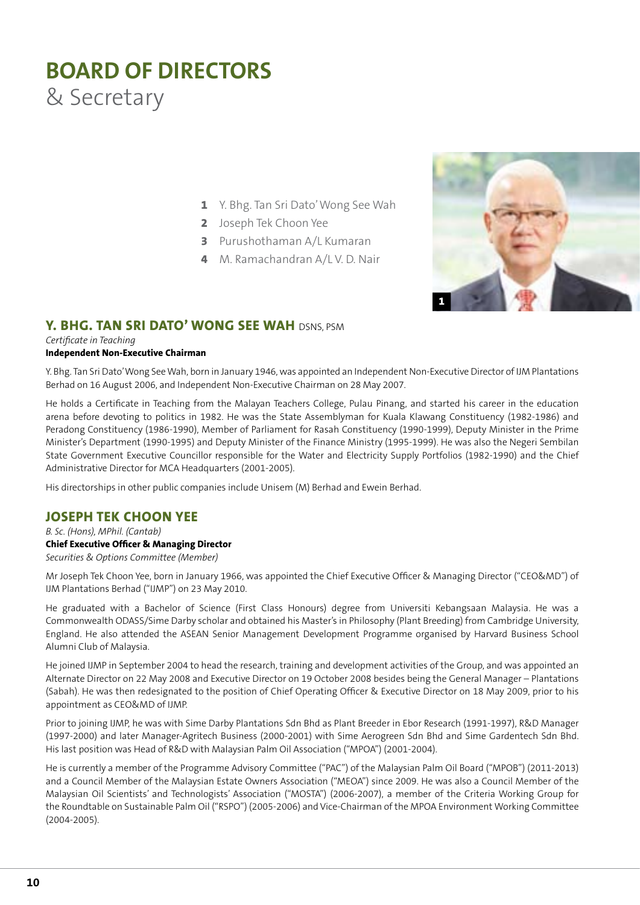# BOARD OF DIRECTORS
& Secretary

1. Y. Bhg. Tan Sri Dato' Wong See Wah
2. Joseph Tek Choon Yee
3. Purushothaman A/L Kumaran
4. M. Ramachandran A/L V. D. Nair

## Y. BHG. TAN SRI DATO' WONG SEE WAH DSNS, PSM

*Certificate in Teaching*
**Independent Non-Executive Chairman**

Y. Bhg. Tan Sri Dato' Wong See Wah, born in January 1946, was appointed an Independent Non-Executive Director of IJM Plantations Berhad on 16 August 2006, and Independent Non-Executive Chairman on 28 May 2007.

He holds a Certificate in Teaching from the Malayan Teachers College, Pulau Pinang, and started his career in the education arena before devoting to politics in 1982. He was the State Assemblyman for Kuala Klawang Constituency (1982-1986) and Peradong Constituency (1986-1990), Member of Parliament for Rasah Constituency (1990-1999), Deputy Minister in the Prime Minister's Department (1990-1995) and Deputy Minister of the Finance Ministry (1995-1999). He was also the Negeri Sembilan State Government Executive Councillor responsible for the Water and Electricity Supply Portfolios (1982-1990) and the Chief Administrative Director for MCA Headquarters (2001-2005).

His directorships in other public companies include Unisem (M) Berhad and Ewein Berhad.

## JOSEPH TEK CHOON YEE

*B. Sc. (Hons), MPhil. (Cantab)*
**Chief Executive Officer & Managing Director**
*Securities & Options Committee (Member)*

Mr Joseph Tek Choon Yee, born in January 1966, was appointed the Chief Executive Officer & Managing Director ("CEO&MD") of IJM Plantations Berhad ("IJMP") on 23 May 2010.

He graduated with a Bachelor of Science (First Class Honours) degree from Universiti Kebangsaan Malaysia. He was a Commonwealth ODASS/Sime Darby scholar and obtained his Master's in Philosophy (Plant Breeding) from Cambridge University, England. He also attended the ASEAN Senior Management Development Programme organised by Harvard Business School Alumni Club of Malaysia.

He joined IJMP in September 2004 to head the research, training and development activities of the Group, and was appointed an Alternate Director on 22 May 2008 and Executive Director on 19 October 2008 besides being the General Manager – Plantations (Sabah). He was then redesignated to the position of Chief Operating Officer & Executive Director on 18 May 2009, prior to his appointment as CEO&MD of IJMP.

Prior to joining IJMP, he was with Sime Darby Plantations Sdn Bhd as Plant Breeder in Ebor Research (1991-1997), R&D Manager (1997-2000) and later Manager-Agritech Business (2000-2001) with Sime Aerogreen Sdn Bhd and Sime Gardentech Sdn Bhd. His last position was Head of R&D with Malaysian Palm Oil Association ("MPOA") (2001-2004).

He is currently a member of the Programme Advisory Committee ("PAC") of the Malaysian Palm Oil Board ("MPOB") (2011-2013) and a Council Member of the Malaysian Estate Owners Association ("MEOA") since 2009. He was also a Council Member of the Malaysian Oil Scientists' and Technologists' Association ("MOSTA") (2006-2007), a member of the Criteria Working Group for the Roundtable on Sustainable Palm Oil ("RSPO") (2005-2006) and Vice-Chairman of the MPOA Environment Working Committee (2004-2005).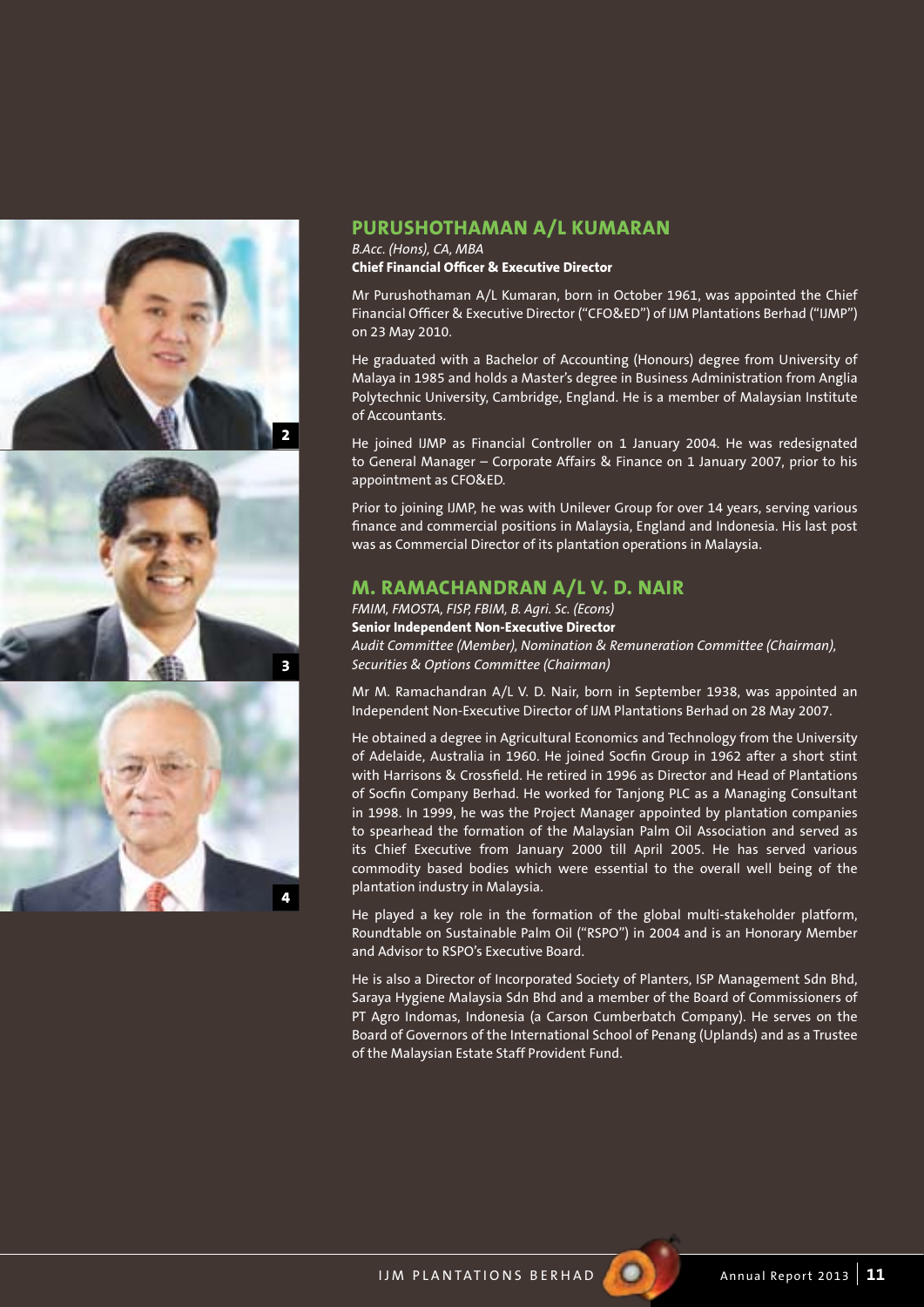## PURUSHOTHAMAN A/L KUMARAN

*B.Acc. (Hons), CA, MBA*
**Chief Financial Officer & Executive Director**

Mr Purushothaman A/L Kumaran, born in October 1961, was appointed the Chief Financial Officer & Executive Director ("CFO&ED") of IJM Plantations Berhad ("IJMP") on 23 May 2010.

He graduated with a Bachelor of Accounting (Honours) degree from University of Malaya in 1985 and holds a Master's degree in Business Administration from Anglia Polytechnic University, Cambridge, England. He is a member of Malaysian Institute of Accountants.

He joined IJMP as Financial Controller on 1 January 2004. He was redesignated to General Manager – Corporate Affairs & Finance on 1 January 2007, prior to his appointment as CFO&ED.

Prior to joining IJMP, he was with Unilever Group for over 14 years, serving various finance and commercial positions in Malaysia, England and Indonesia. His last post was as Commercial Director of its plantation operations in Malaysia.

## M. RAMACHANDRAN A/L V. D. NAIR

*FMIM, FMOSTA, FISP, FBIM, B. Agri. Sc. (Econs)*
**Senior Independent Non-Executive Director**
*Audit Committee (Member), Nomination & Remuneration Committee (Chairman), Securities & Options Committee (Chairman)*

Mr M. Ramachandran A/L V. D. Nair, born in September 1938, was appointed an Independent Non-Executive Director of IJM Plantations Berhad on 28 May 2007.

He obtained a degree in Agricultural Economics and Technology from the University of Adelaide, Australia in 1960. He joined Socfin Group in 1962 after a short stint with Harrisons & Crossfield. He retired in 1996 as Director and Head of Plantations of Socfin Company Berhad. He worked for Tanjong PLC as a Managing Consultant in 1998. In 1999, he was the Project Manager appointed by plantation companies to spearhead the formation of the Malaysian Palm Oil Association and served as its Chief Executive from January 2000 till April 2005. He has served various commodity based bodies which were essential to the overall well being of the plantation industry in Malaysia.

He played a key role in the formation of the global multi-stakeholder platform, Roundtable on Sustainable Palm Oil ("RSPO") in 2004 and is an Honorary Member and Advisor to RSPO's Executive Board.

He is also a Director of Incorporated Society of Planters, ISP Management Sdn Bhd, Saraya Hygiene Malaysia Sdn Bhd and a member of the Board of Commissioners of PT Agro Indomas, Indonesia (a Carson Cumberbatch Company). He serves on the Board of Governors of the International School of Penang (Uplands) and as a Trustee of the Malaysian Estate Staff Provident Fund.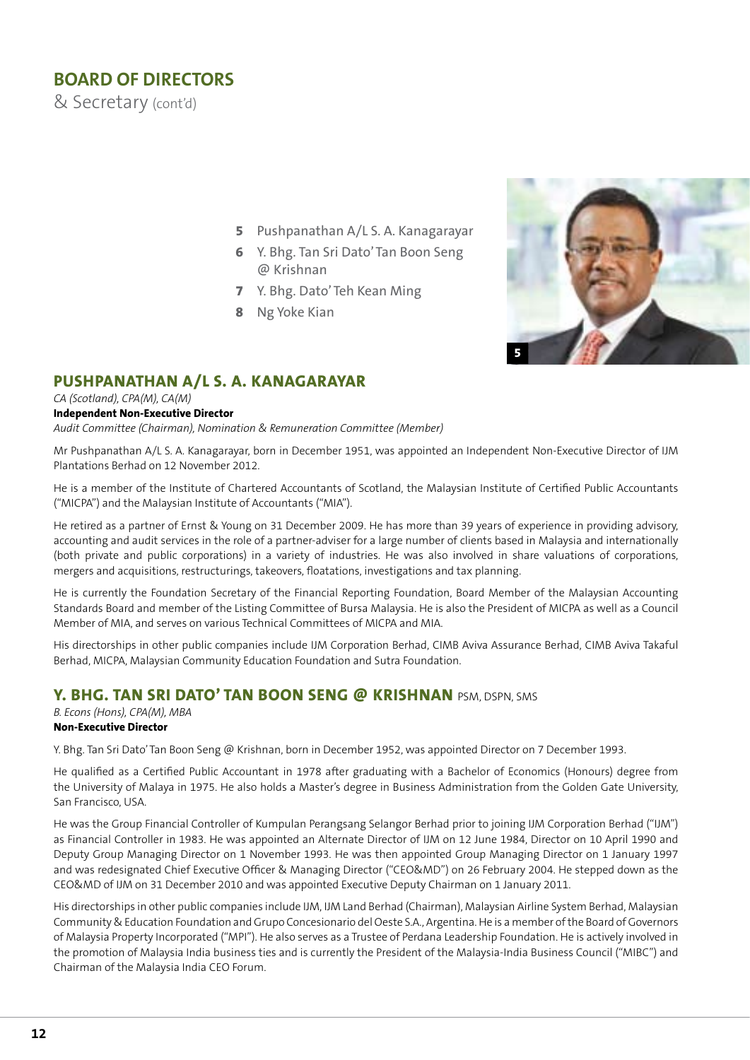# BOARD OF DIRECTORS
& Secretary (cont'd)

**5** Pushpanathan A/L S. A. Kanagarayar
**6** Y. Bhg. Tan Sri Dato' Tan Boon Seng @ Krishnan
**7** Y. Bhg. Dato' Teh Kean Ming
**8** Ng Yoke Kian

5

## PUSHPANATHAN A/L S. A. KANAGARAYAR

*CA (Scotland), CPA(M), CA(M)*
**Independent Non-Executive Director**
*Audit Committee (Chairman), Nomination & Remuneration Committee (Member)*

Mr Pushpanathan A/L S. A. Kanagarayar, born in December 1951, was appointed an Independent Non-Executive Director of IJM Plantations Berhad on 12 November 2012.

He is a member of the Institute of Chartered Accountants of Scotland, the Malaysian Institute of Certified Public Accountants ("MICPA") and the Malaysian Institute of Accountants ("MIA").

He retired as a partner of Ernst & Young on 31 December 2009. He has more than 39 years of experience in providing advisory, accounting and audit services in the role of a partner-adviser for a large number of clients based in Malaysia and internationally (both private and public corporations) in a variety of industries. He was also involved in share valuations of corporations, mergers and acquisitions, restructurings, takeovers, floatations, investigations and tax planning.

He is currently the Foundation Secretary of the Financial Reporting Foundation, Board Member of the Malaysian Accounting Standards Board and member of the Listing Committee of Bursa Malaysia. He is also the President of MICPA as well as a Council Member of MIA, and serves on various Technical Committees of MICPA and MIA.

His directorships in other public companies include IJM Corporation Berhad, CIMB Aviva Assurance Berhad, CIMB Aviva Takaful Berhad, MICPA, Malaysian Community Education Foundation and Sutra Foundation.

## Y. BHG. TAN SRI DATO' TAN BOON SENG @ KRISHNAN PSM, DSPN, SMS

*B. Econs (Hons), CPA(M), MBA*
**Non-Executive Director**

Y. Bhg. Tan Sri Dato' Tan Boon Seng @ Krishnan, born in December 1952, was appointed Director on 7 December 1993.

He qualified as a Certified Public Accountant in 1978 after graduating with a Bachelor of Economics (Honours) degree from the University of Malaya in 1975. He also holds a Master's degree in Business Administration from the Golden Gate University, San Francisco, USA.

He was the Group Financial Controller of Kumpulan Perangsang Selangor Berhad prior to joining IJM Corporation Berhad ("IJM") as Financial Controller in 1983. He was appointed an Alternate Director of IJM on 12 June 1984, Director on 10 April 1990 and Deputy Group Managing Director on 1 November 1993. He was then appointed Group Managing Director on 1 January 1997 and was redesignated Chief Executive Officer & Managing Director ("CEO&MD") on 26 February 2004. He stepped down as the CEO&MD of IJM on 31 December 2010 and was appointed Executive Deputy Chairman on 1 January 2011.

His directorships in other public companies include IJM, IJM Land Berhad (Chairman), Malaysian Airline System Berhad, Malaysian Community & Education Foundation and Grupo Concesionario del Oeste S.A., Argentina. He is a member of the Board of Governors of Malaysia Property Incorporated ("MPI"). He also serves as a Trustee of Perdana Leadership Foundation. He is actively involved in the promotion of Malaysia India business ties and is currently the President of the Malaysia-India Business Council ("MIBC") and Chairman of the Malaysia India CEO Forum.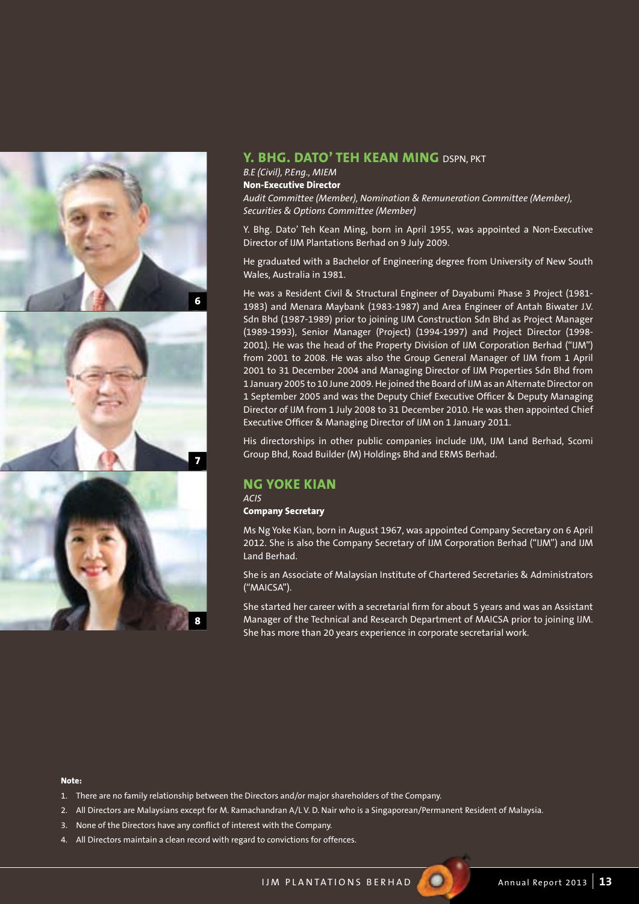## Y. BHG. DATO' TEH KEAN MING DSPN, PKT

*B.E (Civil), P.Eng., MIEM*

**Non-Executive Director**

*Audit Committee (Member), Nomination & Remuneration Committee (Member), Securities & Options Committee (Member)*

Y. Bhg. Dato' Teh Kean Ming, born in April 1955, was appointed a Non-Executive Director of IJM Plantations Berhad on 9 July 2009.

He graduated with a Bachelor of Engineering degree from University of New South Wales, Australia in 1981.

He was a Resident Civil & Structural Engineer of Dayabumi Phase 3 Project (1981-1983) and Menara Maybank (1983-1987) and Area Engineer of Antah Biwater J.V. Sdn Bhd (1987-1989) prior to joining IJM Construction Sdn Bhd as Project Manager (1989-1993), Senior Manager (Project) (1994-1997) and Project Director (1998-2001). He was the head of the Property Division of IJM Corporation Berhad ("IJM") from 2001 to 2008. He was also the Group General Manager of IJM from 1 April 2001 to 31 December 2004 and Managing Director of IJM Properties Sdn Bhd from 1 January 2005 to 10 June 2009. He joined the Board of IJM as an Alternate Director on 1 September 2005 and was the Deputy Chief Executive Officer & Deputy Managing Director of IJM from 1 July 2008 to 31 December 2010. He was then appointed Chief Executive Officer & Managing Director of IJM on 1 January 2011.

His directorships in other public companies include IJM, IJM Land Berhad, Scomi Group Bhd, Road Builder (M) Holdings Bhd and ERMS Berhad.

## NG YOKE KIAN

*ACIS*

**Company Secretary**

Ms Ng Yoke Kian, born in August 1967, was appointed Company Secretary on 6 April 2012. She is also the Company Secretary of IJM Corporation Berhad ("IJM") and IJM Land Berhad.

She is an Associate of Malaysian Institute of Chartered Secretaries & Administrators ("MAICSA").

She started her career with a secretarial firm for about 5 years and was an Assistant Manager of the Technical and Research Department of MAICSA prior to joining IJM. She has more than 20 years experience in corporate secretarial work.

**Note:**

1. There are no family relationship between the Directors and/or major shareholders of the Company.
2. All Directors are Malaysians except for M. Ramachandran A/L V. D. Nair who is a Singaporean/Permanent Resident of Malaysia.
3. None of the Directors have any conflict of interest with the Company.
4. All Directors maintain a clean record with regard to convictions for offences.